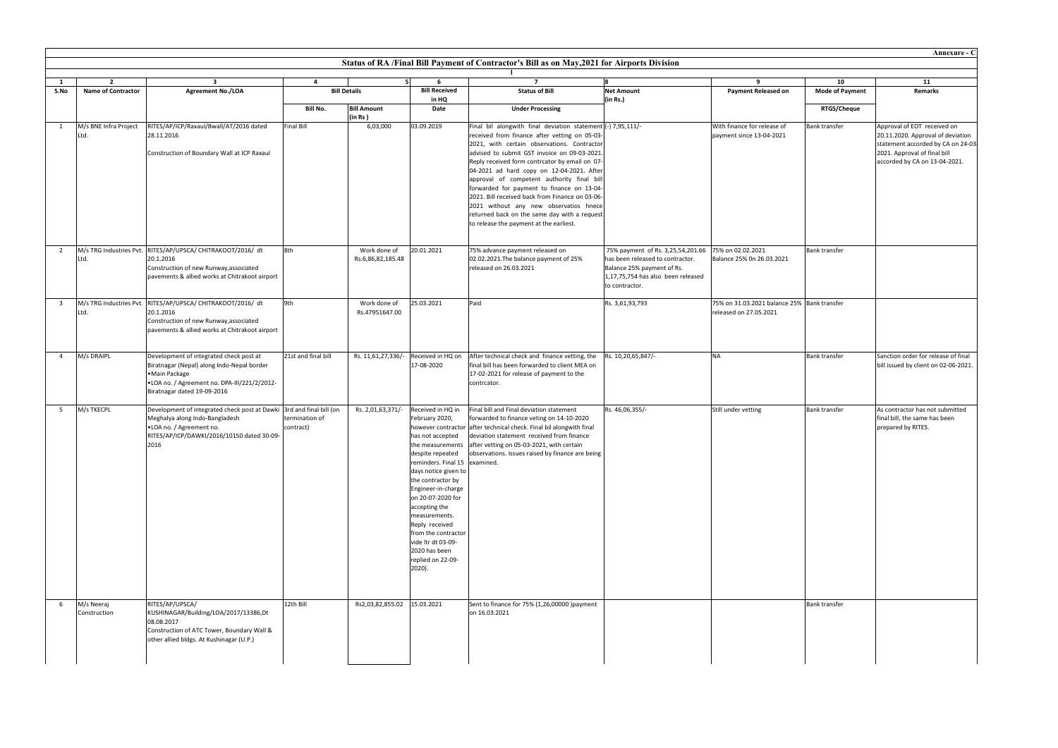**Annexure - C**

## Status of RA /Final Bill Payment of Contractor's Bill as on May,2021 for Airports Division

| 1 | 2 | 3 | 4 | 5 | 6 | 7 | 8 | 9 | 10 | 11 |
|---|---|---|---|---|---|---|---|---|---|---|
| S.No | Name of Contractor | Agreement No./LOA | Bill Details | | Bill Received in HQ | Status of Bill | Net Amount (in Rs.) | Payment Released on | Mode of Payment | Remarks |
| | | | Bill No. | Bill Amount (in Rs ) | Date | Under Processing | | | RTGS/Cheque | |
| 1 | M/s BNE Infra Project Ltd. | RITES/AP/ICP/Raxaul/Bwall/AT/2016 dated 28.11.2016<br><br>Construction of Boundary Wall at ICP Raxaul | Final Bill | 6,03,000 | 03.09.2019 | Final bil alongwith final deviation statement received from finance after vetting on 05-03-2021, with certain observations. Contractor advised to submit GST invoice on 09-03-2021. Reply received form contrcator by email on 07-04-2021 ad hard copy on 12-04-2021. After approval of competent authority final bill forwarded for payment to finance on 13-04-2021. Bill received back from Finance on 03-06-2021 without any new observatios hnece returned back on the same day with a request to release the payment at the earliest. | (-) 7,95,111/- | With finance for release of payment since 13-04-2021 | Bank transfer | Approval of EOT received on 20.11.2020. Approval of deviation statement accorded by CA on 24-03-2021. Approval of final bill accorded by CA on 13-04-2021. |
| 2 | M/s TRG Industries Pvt. Ltd. | RITES/AP/UPSCA/ CHITRAKOOT/2016/ dt 20.1.2016<br>Construction of new Runway,associated pavements & allied works at Chitrakoot airport | 8th | Work done of Rs.6,86,82,185.48 | 20.01.2021 | 75% advance payment released on 02.02.2021.The balance payment of 25% released on 26.03.2021 | 75% payment of Rs. 3,25,54,201.66 has been released to contractor. Balance 25% payment of Rs. 1,17,75,754 has also been released to contractor. | 75% on 02.02.2021<br>Balance 25% 0n 26.03.2021 | Bank transfer | |
| 3 | M/s TRG Industries Pvt. Ltd. | RITES/AP/UPSCA/ CHITRAKOOT/2016/ dt 20.1.2016<br>Construction of new Runway,associated pavements & allied works at Chitrakoot airport | 9th | Work done of Rs.47951647.00 | 25.03.2021 | Paid | Rs. 3,61,93,793 | 75% on 31.03.2021 balance 25% released on 27.05.2021 | Bank transfer | |
| 4 | M/s DRAIPL | Development of integrated check post at Biratnagar (Nepal) along Indo-Nepal border<br>•Main Package<br>•LOA no. / Agreement no. DPA-III/221/2/2012-Biratnagar dated 19-09-2016 | 21st and final bill | Rs. 11,61,27,336/- | Received in HQ on 17-08-2020 | After technical check and finance vetting, the final bill has been forwarded to client MEA on 17-02-2021 for release of payment to the contrcator. | Rs. 10,20,65,847/- | NA | Bank transfer | Sanction order for release of final bill issued by client on 02-06-2021. |
| 5 | M/s TKECPL | Development of integrated check post at Dawki Meghalya along Indo-Bangladesh<br>•LOA no. / Agreement no. RITES/AP/ICP/DAWKI/2016/10150 dated 30-09-2016 | 3rd and final bill (on termination of contract) | Rs. 2,01,63,371/- | Received in HQ in February 2020, however contractor has not accepted the measurements despite repeated reminders. Final 15 days notice given to the contractor by Engineer-in-charge on 20-07-2020 for accepting the measurements. Reply received from the contractor vide ltr dt 03-09-2020 has been replied on 22-09-2020). | Final bill and Final deviation statement forwarded to finance voting on 14-10-2020 after technical check. Final bil alongwith final deviation statement received from finance after vetting on 05-03-2021, with certain observations. Issues raised by finance are being examined. | Rs. 46,06,355/- | Still under vetting | Bank transfer | As contractor has not submitted final bill, the same has been prepared by RITES. |
| 6 | M/s Neeraj Construction | RITES/AP/UPSCA/ KUSHINAGAR/Building/LOA/2017/13386,Dt 08.08.2017<br>Construction of ATC Tower, Boundary Wall & other allied bldgs. At Kushinagar (U.P.) | 12th Bill | Rs2,03,82,855.02 | 15.03.2021 | Sent to finance for 75% (1,26,00000 )payment on 16.03.2021 | | | Bank transfer | |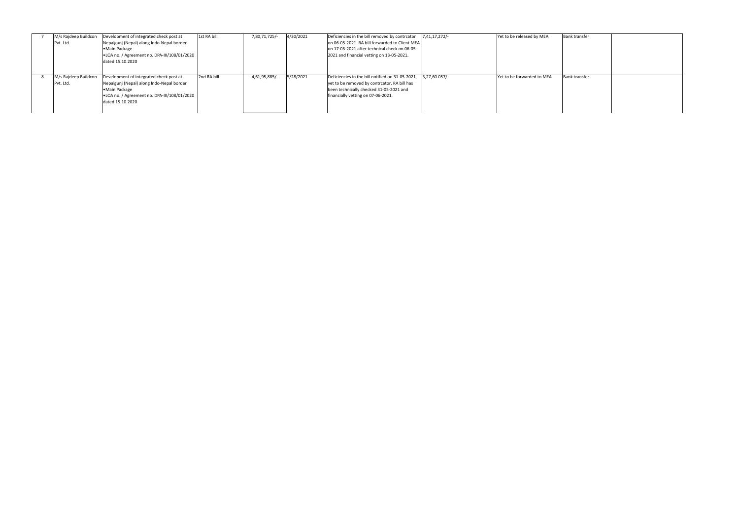| | | | | | | | | | | |
|---|---|---|---|---|---|---|---|---|---|---|
| 7 | M/s Rajdeep Buildcon Pvt. Ltd. | Development of integrated check post at Nepalgunj (Nepal) along Indo-Nepal border<br>• Main Package<br>• LOA no. / Agreement no. DPA-III/108/01/2020 dated 15.10.2020 | 1st RA bill | 7,80,71,725/- | 4/30/2021 | Deficiencies in the bill removed by contrcator on 06-05-2021. RA bill forwarded to Client MEA on 17-05-2021 after technical check on 06-05-2021 and financial vetting on 13-05-2021. | 7,41,17,272/- | Yet to be released by MEA | Bank transfer | |
| 8 | M/s Rajdeep Buildcon Pvt. Ltd. | Development of integrated check post at Nepalgunj (Nepal) along Indo-Nepal border<br>• Main Package<br>• LOA no. / Agreement no. DPA-III/108/01/2020 dated 15.10.2020 | 2nd RA bill | 4,61,95,885/- | 5/28/2021 | Deficiencies in the bill notified on 31-05-2021, yet to be removed by contrcator. RA bill has been technically checked 31-05-2021 and financially vetting on 07-06-2021. | 3,27,60.057/- | Yet to be forwarded to MEA | Bank transfer | |